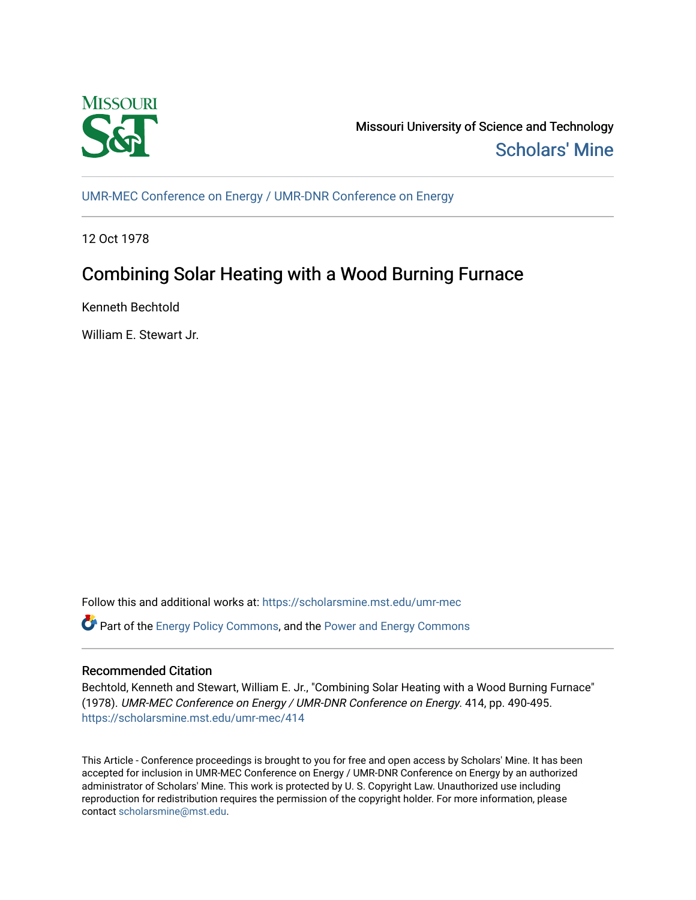Missouri University of Science and Technology

Scholars' Mine

UMR-MEC Conference on Energy / UMR-DNR Conference on Energy

12 Oct 1978

# Combining Solar Heating with a Wood Burning Furnace

Kenneth Bechtold

William E. Stewart Jr.

Follow this and additional works at: https://scholarsmine.mst.edu/umr-mec

Part of the Energy Policy Commons, and the Power and Energy Commons

## Recommended Citation

Bechtold, Kenneth and Stewart, William E. Jr., "Combining Solar Heating with a Wood Burning Furnace" (1978). *UMR-MEC Conference on Energy / UMR-DNR Conference on Energy*. 414, pp. 490-495.
https://scholarsmine.mst.edu/umr-mec/414

This Article - Conference proceedings is brought to you for free and open access by Scholars' Mine. It has been accepted for inclusion in UMR-MEC Conference on Energy / UMR-DNR Conference on Energy by an authorized administrator of Scholars' Mine. This work is protected by U. S. Copyright Law. Unauthorized use including reproduction for redistribution requires the permission of the copyright holder. For more information, please contact scholarsmine@mst.edu.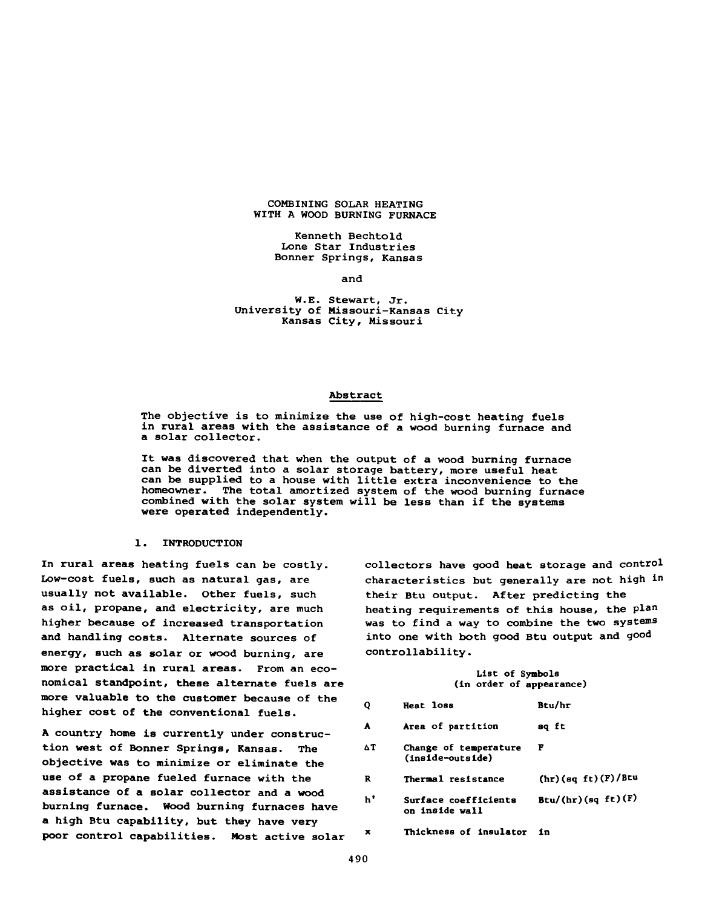# COMBINING SOLAR HEATING WITH A WOOD BURNING FURNACE

Kenneth Bechtold
Lone Star Industries
Bonner Springs, Kansas

and

W.E. Stewart, Jr.
University of Missouri-Kansas City
Kansas City, Missouri

## Abstract

The objective is to minimize the use of high-cost heating fuels in rural areas with the assistance of a wood burning furnace and a solar collector.

It was discovered that when the output of a wood burning furnace can be diverted into a solar storage battery, more useful heat can be supplied to a house with little extra inconvenience to the homeowner. The total amortized system of the wood burning furnace combined with the solar system will be less than if the systems were operated independently.

## 1. INTRODUCTION

In rural areas heating fuels can be costly. Low-cost fuels, such as natural gas, are usually not available. Other fuels, such as oil, propane, and electricity, are much higher because of increased transportation and handling costs. Alternate sources of energy, such as solar or wood burning, are more practical in rural areas. From an economical standpoint, these alternate fuels are more valuable to the customer because of the higher cost of the conventional fuels.

A country home is currently under construction west of Bonner Springs, Kansas. The objective was to minimize or eliminate the use of a propane fueled furnace with the assistance of a solar collector and a wood burning furnace. Wood burning furnaces have a high Btu capability, but they have very poor control capabilities. Most active solar collectors have good heat storage and control characteristics but generally are not high in their Btu output. After predicting the heating requirements of this house, the plan was to find a way to combine the two systems into one with both good Btu output and good controllability.

List of Symbols
(in order of appearance)

| Symbol | Description | Units |
|---|---|---|
| Q | Heat loss | Btu/hr |
| A | Area of partition | sq ft |
| $\Delta T$ | Change of temperature (inside-outside) | F |
| R | Thermal resistance | (hr)(sq ft)(F)/Btu |
| h' | Surface coefficients on inside wall | Btu/(hr)(sq ft)(F) |
| x | Thickness of insulator | in |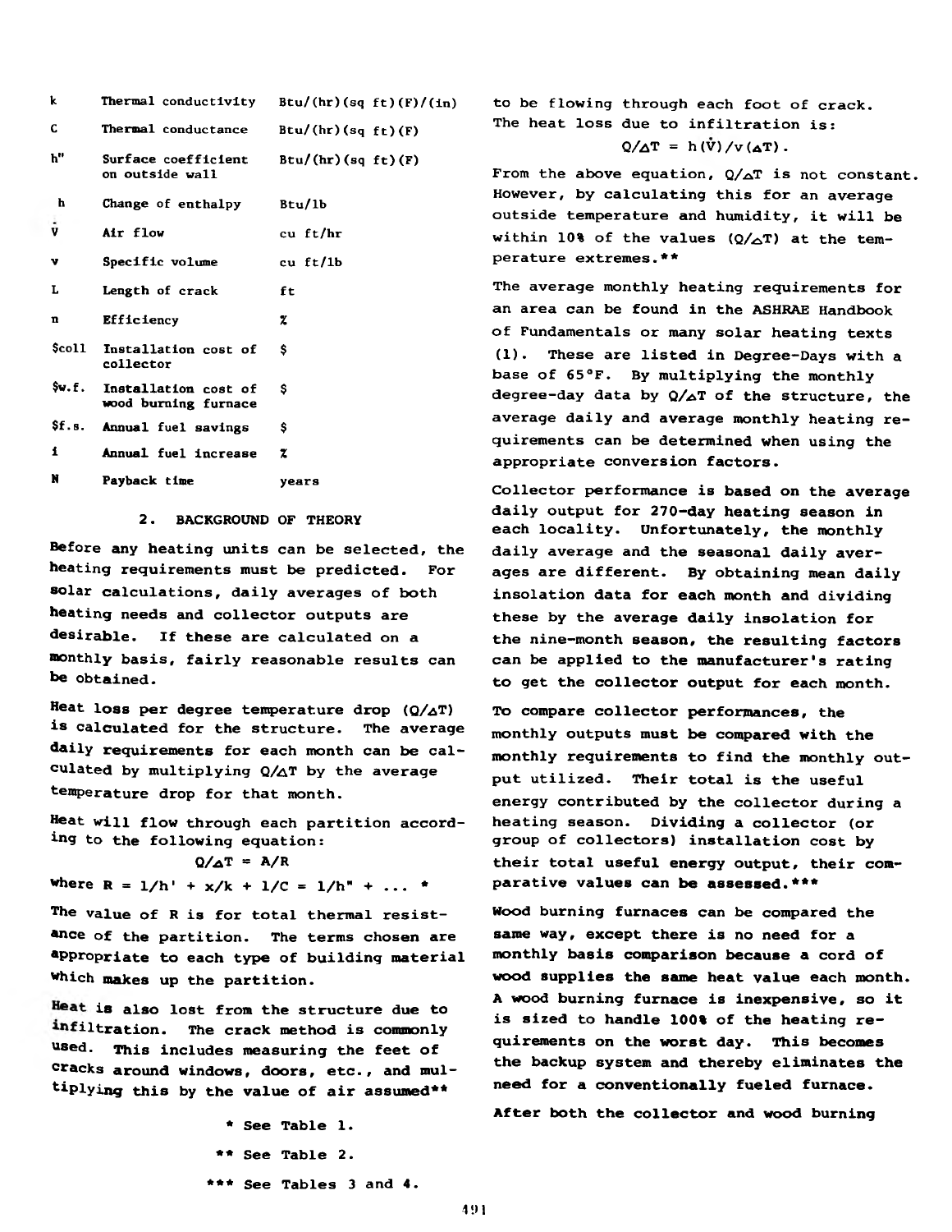| | | |
|---|---|---|
| k | Thermal conductivity | Btu/(hr)(sq ft)(F)/(in) |
| C | Thermal conductance | Btu/(hr)(sq ft)(F) |
| h" | Surface coefficient on outside wall | Btu/(hr)(sq ft)(F) |
| h | Change of enthalpy | Btu/lb |
| $\dot{V}$ | Air flow | cu ft/hr |
| v | Specific volume | cu ft/lb |
| L | Length of crack | ft |
| n | Efficiency | % |
| \$coll | Installation cost of collector | \$ |
| \$w.f. | Installation cost of wood burning furnace | \$ |
| \$f.s. | Annual fuel savings | \$ |
| i | Annual fuel increase | % |
| N | Payback time | years |

## 2. BACKGROUND OF THEORY

Before any heating units can be selected, the heating requirements must be predicted. For solar calculations, daily averages of both heating needs and collector outputs are desirable. If these are calculated on a monthly basis, fairly reasonable results can be obtained.

Heat loss per degree temperature drop ($Q/\Delta T$) is calculated for the structure. The average daily requirements for each month can be calculated by multiplying $Q/\Delta T$ by the average temperature drop for that month.

Heat will flow through each partition according to the following equation:

$$Q/\Delta T = A/R$$

where $R = 1/h' + x/k + 1/C = 1/h'' + \ldots$ *

The value of R is for total thermal resistance of the partition. The terms chosen are appropriate to each type of building material which makes up the partition.

Heat is also lost from the structure due to infiltration. The crack method is commonly used. This includes measuring the feet of cracks around windows, doors, etc., and multiplying this by the value of air assumed** to be flowing through each foot of crack. The heat loss due to infiltration is:

$$Q/\Delta T = h(\dot{V})/v(\Delta T).$$

From the above equation, $Q/\Delta T$ is not constant. However, by calculating this for an average outside temperature and humidity, it will be within 10% of the values ($Q/\Delta T$) at the temperature extremes.**

The average monthly heating requirements for an area can be found in the ASHRAE Handbook of Fundamentals or many solar heating texts (1). These are listed in Degree-Days with a base of 65°F. By multiplying the monthly degree-day data by $Q/\Delta T$ of the structure, the average daily and average monthly heating requirements can be determined when using the appropriate conversion factors.

Collector performance is based on the average daily output for 270-day heating season in each locality. Unfortunately, the monthly daily average and the seasonal daily averages are different. By obtaining mean daily insolation data for each month and dividing these by the average daily insolation for the nine-month season, the resulting factors can be applied to the manufacturer's rating to get the collector output for each month.

To compare collector performances, the monthly outputs must be compared with the monthly requirements to find the monthly output utilized. Their total is the useful energy contributed by the collector during a heating season. Dividing a collector (or group of collectors) installation cost by their total useful energy output, their comparative values can be assessed.***

Wood burning furnaces can be compared the same way, except there is no need for a monthly basis comparison because a cord of wood supplies the same heat value each month. A wood burning furnace is inexpensive, so it is sized to handle 100% of the heating requirements on the worst day. This becomes the backup system and thereby eliminates the need for a conventionally fueled furnace.

After both the collector and wood burning

\* See Table 1.

\** See Table 2.

\*** See Tables 3 and 4.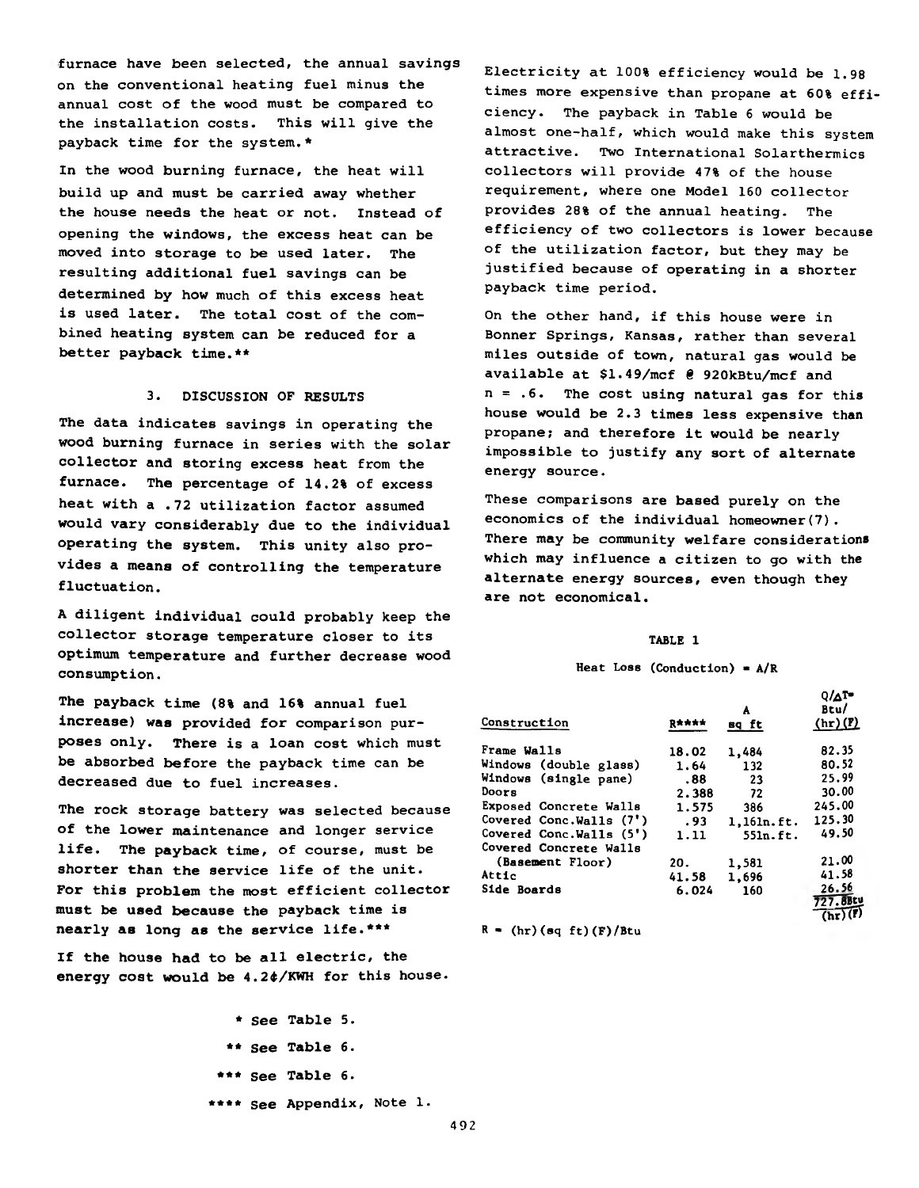furnace have been selected, the annual savings on the conventional heating fuel minus the annual cost of the wood must be compared to the installation costs. This will give the payback time for the system.*

In the wood burning furnace, the heat will build up and must be carried away whether the house needs the heat or not. Instead of opening the windows, the excess heat can be moved into storage to be used later. The resulting additional fuel savings can be determined by how much of this excess heat is used later. The total cost of the combined heating system can be reduced for a better payback time.**

### 3. DISCUSSION OF RESULTS

The data indicates savings in operating the wood burning furnace in series with the solar collector and storing excess heat from the furnace. The percentage of 14.2% of excess heat with a .72 utilization factor assumed would vary considerably due to the individual operating the system. This unity also provides a means of controlling the temperature fluctuation.

A diligent individual could probably keep the collector storage temperature closer to its optimum temperature and further decrease wood consumption.

The payback time (8% and 16% annual fuel increase) was provided for comparison purposes only. There is a loan cost which must be absorbed before the payback time can be decreased due to fuel increases.

The rock storage battery was selected because of the lower maintenance and longer service life. The payback time, of course, must be shorter than the service life of the unit. For this problem the most efficient collector must be used because the payback time is nearly as long as the service life.***

If the house had to be all electric, the energy cost would be 4.2¢/KWH for this house. Electricity at 100% efficiency would be 1.98 times more expensive than propane at 60% efficiency. The payback in Table 6 would be almost one-half, which would make this system attractive. Two International Solarthermics collectors will provide 47% of the house requirement, where one Model 160 collector provides 28% of the annual heating. The efficiency of two collectors is lower because of the utilization factor, but they may be justified because of operating in a shorter payback time period.

On the other hand, if this house were in Bonner Springs, Kansas, rather than several miles outside of town, natural gas would be available at \$1.49/mcf @ 920kBtu/mcf and $n = .6$. The cost using natural gas for this house would be 2.3 times less expensive than propane; and therefore it would be nearly impossible to justify any sort of alternate energy source.

These comparisons are based purely on the economics of the individual homeowner(7). There may be community welfare considerations which may influence a citizen to go with the alternate energy sources, even though they are not economical.

**TABLE 1**

Heat Loss (Conduction) = A/R

| Construction | R**** | A sq ft | $Q/\Delta T$ = Btu/(hr)(F) |
|---|---|---|---|
| Frame Walls | 18.02 | 1,484 | 82.35 |
| Windows (double glass) | 1.64 | 132 | 80.52 |
| Windows (single pane) | .88 | 23 | 25.99 |
| Doors | 2.388 | 72 | 30.00 |
| Exposed Concrete Walls | 1.575 | 386 | 245.00 |
| Covered Conc.Walls (7') | .93 | 1,161n.ft. | 125.30 |
| Covered Conc.Walls (5') | 1.11 | 551n.ft. | 49.50 |
| Covered Concrete Walls (Basement Floor) | 20. | 1,581 | 21.00 |
| Attic | 41.58 | 1,696 | 41.58 |
| Side Boards | 6.024 | 160 | 26.56 |
| | | | 727.8 Btu/(hr)(F) |

R = (hr)(sq ft)(F)/Btu

\* See Table 5.

\** See Table 6.

\*** See Table 6.

\**** See Appendix, Note 1.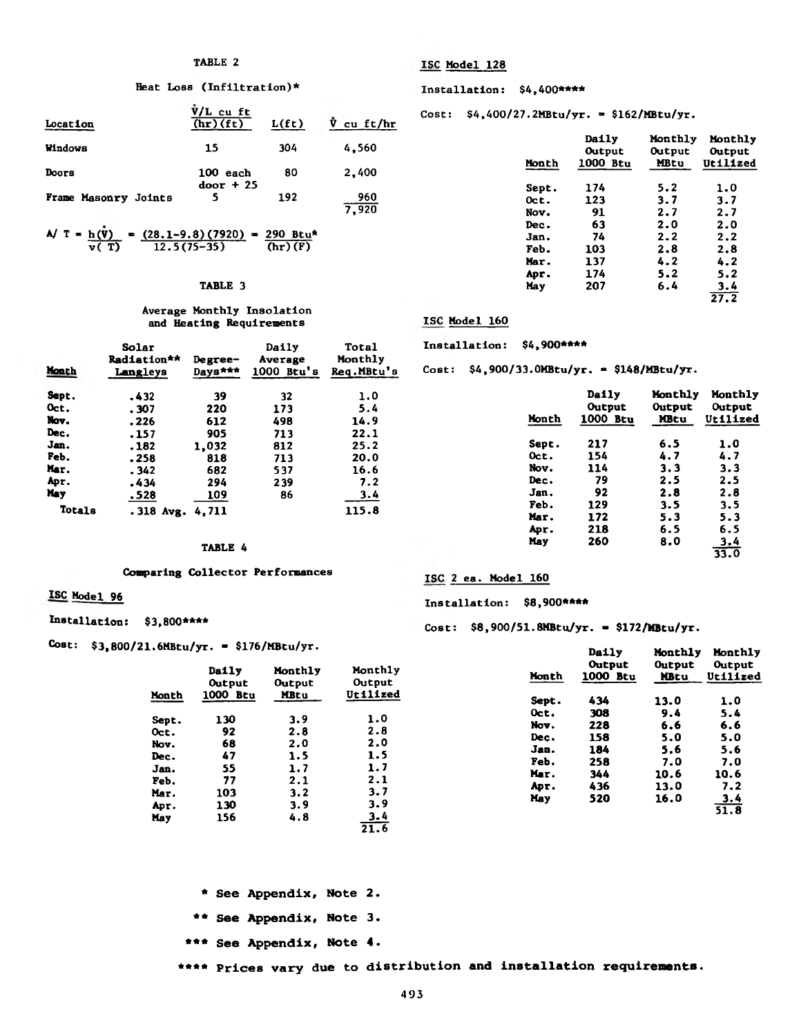TABLE 2

Heat Loss (Infiltration)*

| Location | $\dot{V}$/L cu ft (hr)(ft) | L(ft) | $\dot{V}$ cu ft/hr |
|---|---|---|---|
| Windows | 15 | 304 | 4,560 |
| Doors | 100 each door + 25 | 80 | 2,400 |
| Frame Masonry Joints | 5 | 192 | 960 |
| | | | 7,920 |

$$A/T = \frac{h(\dot{V})}{v(T)} = \frac{(28.1-9.8)(7920)}{12.5(75-35)} = \frac{290 \text{ Btu*}}{(hr)(F)}$$

TABLE 3

Average Monthly Insolation and Heating Requirements

| Month | Solar Radiation** Langleys | Degree-Days*** | Daily Average 1000 Btu's | Total Monthly Req.MBtu's |
|---|---|---|---|---|
| Sept. | .432 | 39 | 32 | 1.0 |
| Oct. | .307 | 220 | 173 | 5.4 |
| Nov. | .226 | 612 | 498 | 14.9 |
| Dec. | .157 | 905 | 713 | 22.1 |
| Jan. | .182 | 1,032 | 812 | 25.2 |
| Feb. | .258 | 818 | 713 | 20.0 |
| Mar. | .342 | 682 | 537 | 16.6 |
| Apr. | .434 | 294 | 239 | 7.2 |
| May | .528 | 109 | 86 | 3.4 |
| Totals | .318 Avg. | 4,711 | | 115.8 |

TABLE 4

Comparing Collector Performances

ISC Model 96

Installation: $3,800****

Cost: $3,800/21.6MBtu/yr. = $176/MBtu/yr.

| Month | Daily Output 1000 Btu | Monthly Output MBtu | Monthly Output Utilized |
|---|---|---|---|
| Sept. | 130 | 3.9 | 1.0 |
| Oct. | 92 | 2.8 | 2.8 |
| Nov. | 68 | 2.0 | 2.0 |
| Dec. | 47 | 1.5 | 1.5 |
| Jan. | 55 | 1.7 | 1.7 |
| Feb. | 77 | 2.1 | 2.1 |
| Mar. | 103 | 3.2 | 3.7 |
| Apr. | 130 | 3.9 | 3.9 |
| May | 156 | 4.8 | 3.4 |
| | | | 21.6 |

ISC Model 128

Installation: $4,400****

Cost: $4,400/27.2MBtu/yr. = $162/MBtu/yr.

| Month | Daily Output 1000 Btu | Monthly Output MBtu | Monthly Output Utilized |
|---|---|---|---|
| Sept. | 174 | 5.2 | 1.0 |
| Oct. | 123 | 3.7 | 3.7 |
| Nov. | 91 | 2.7 | 2.7 |
| Dec. | 63 | 2.0 | 2.0 |
| Jan. | 74 | 2.2 | 2.2 |
| Feb. | 103 | 2.8 | 2.8 |
| Mar. | 137 | 4.2 | 4.2 |
| Apr. | 174 | 5.2 | 5.2 |
| May | 207 | 6.4 | 3.4 |
| | | | 27.2 |

ISC Model 160

Installation: $4,900****

Cost: $4,900/33.0MBtu/yr. = $148/MBtu/yr.

| Month | Daily Output 1000 Btu | Monthly Output MBtu | Monthly Output Utilized |
|---|---|---|---|
| Sept. | 217 | 6.5 | 1.0 |
| Oct. | 154 | 4.7 | 4.7 |
| Nov. | 114 | 3.3 | 3.3 |
| Dec. | 79 | 2.5 | 2.5 |
| Jan. | 92 | 2.8 | 2.8 |
| Feb. | 129 | 3.5 | 3.5 |
| Mar. | 172 | 5.3 | 5.3 |
| Apr. | 218 | 6.5 | 6.5 |
| May | 260 | 8.0 | 3.4 |
| | | | 33.0 |

ISC 2 ea. Model 160

Installation: $8,900****

Cost: $8,900/51.8MBtu/yr. = $172/MBtu/yr.

| Month | Daily Output 1000 Btu | Monthly Output MBtu | Monthly Output Utilized |
|---|---|---|---|
| Sept. | 434 | 13.0 | 1.0 |
| Oct. | 308 | 9.4 | 5.4 |
| Nov. | 228 | 6.6 | 6.6 |
| Dec. | 158 | 5.0 | 5.0 |
| Jan. | 184 | 5.6 | 5.6 |
| Feb. | 258 | 7.0 | 7.0 |
| Mar. | 344 | 10.6 | 10.6 |
| Apr. | 436 | 13.0 | 7.2 |
| May | 520 | 16.0 | 3.4 |
| | | | 51.8 |

\* See Appendix, Note 2.

\** See Appendix, Note 3.

\*** See Appendix, Note 4.

\**** Prices vary due to distribution and installation requirements.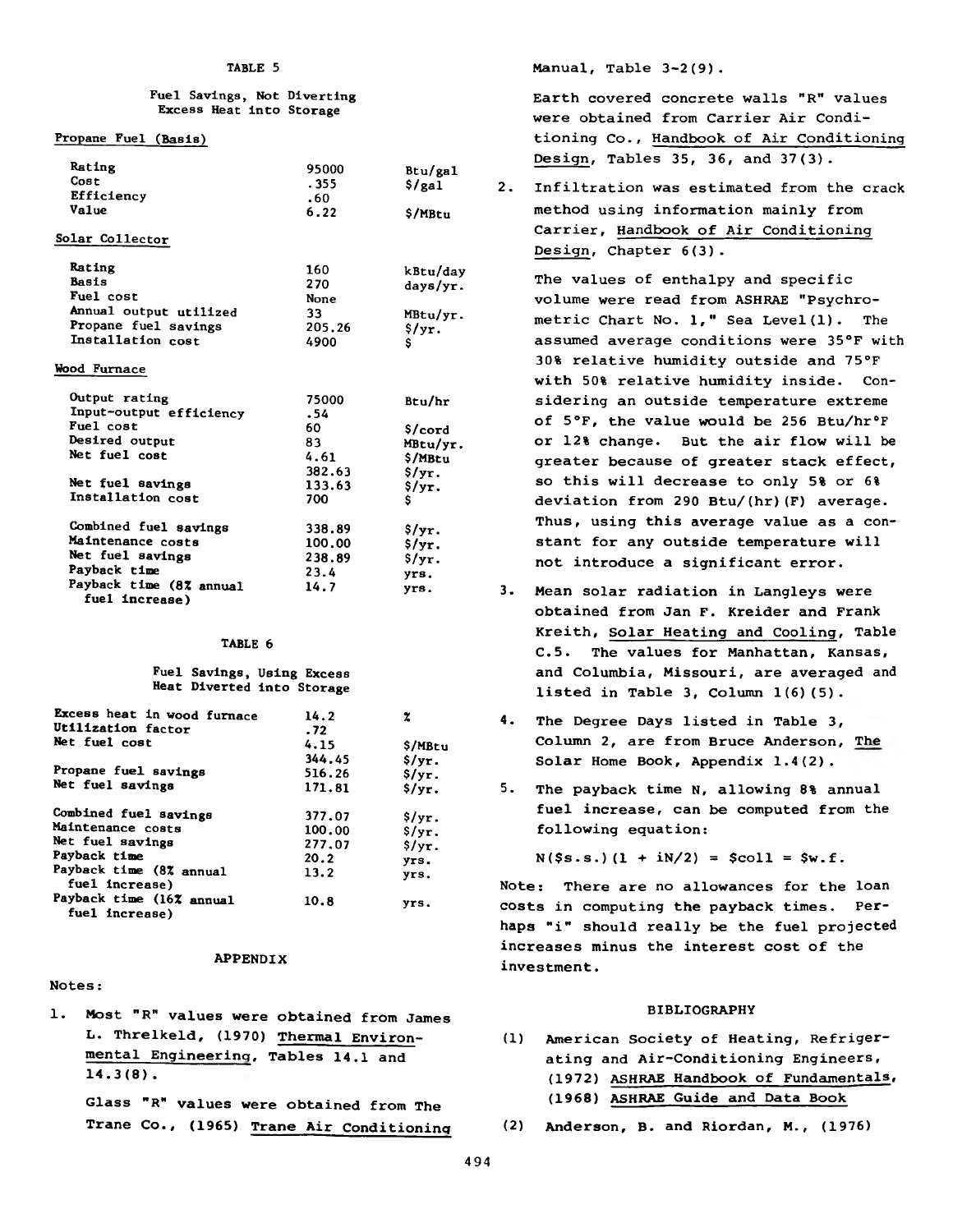TABLE 5

Fuel Savings, Not Diverting Excess Heat into Storage

| | | |
|---|---|---|
| **Propane Fuel (Basis)** | | |
| Rating | 95000 | Btu/gal |
| Cost | .355 | $/gal |
| Efficiency | .60 | |
| Value | 6.22 | $/MBtu |
| **Solar Collector** | | |
| Rating | 160 | kBtu/day |
| Basis | 270 | days/yr. |
| Fuel cost | None | |
| Annual output utilized | 33 | MBtu/yr. |
| Propane fuel savings | 205.26 | $/yr. |
| Installation cost | 4900 | $ |
| **Wood Furnace** | | |
| Output rating | 75000 | Btu/hr |
| Input-output efficiency | .54 | |
| Fuel cost | 60 | $/cord |
| Desired output | 83 | MBtu/yr. |
| Net fuel cost | 4.61 | $/MBtu |
| | 382.63 | $/yr. |
| Net fuel savings | 133.63 | $/yr. |
| Installation cost | 700 | $ |
| Combined fuel savings | 338.89 | $/yr. |
| Maintenance costs | 100.00 | $/yr. |
| Net fuel savings | 238.89 | $/yr. |
| Payback time | 23.4 | yrs. |
| Payback time (8% annual fuel increase) | 14.7 | yrs. |

TABLE 6

Fuel Savings, Using Excess Heat Diverted into Storage

| | | |
|---|---|---|
| Excess heat in wood furnace | 14.2 | % |
| Utilization factor | .72 | |
| Net fuel cost | 4.15 | $/MBtu |
| | 344.45 | $/yr. |
| Propane fuel savings | 516.26 | $/yr. |
| Net fuel savings | 171.81 | $/yr. |
| Combined fuel savings | 377.07 | $/yr. |
| Maintenance costs | 100.00 | $/yr. |
| Net fuel savings | 277.07 | $/yr. |
| Payback time | 20.2 | yrs. |
| Payback time (8% annual fuel increase) | 13.2 | yrs. |
| Payback time (16% annual fuel increase) | 10.8 | yrs. |

## APPENDIX

Notes:

1. Most "R" values were obtained from James L. Threlkeld, (1970) Thermal Environmental Engineering, Tables 14.1 and 14.3(8).

   Glass "R" values were obtained from The Trane Co., (1965) Trane Air Conditioning Manual, Table 3-2(9).

   Earth covered concrete walls "R" values were obtained from Carrier Air Conditioning Co., Handbook of Air Conditioning Design, Tables 35, 36, and 37(3).

2. Infiltration was estimated from the crack method using information mainly from Carrier, Handbook of Air Conditioning Design, Chapter 6(3).

   The values of enthalpy and specific volume were read from ASHRAE "Psychrometric Chart No. 1," Sea Level(1). The assumed average conditions were 35°F with 30% relative humidity outside and 75°F with 50% relative humidity inside. Considering an outside temperature extreme of 5°F, the value would be 256 Btu/hr°F or 12% change. But the air flow will be greater because of greater stack effect, so this will decrease to only 5% or 6% deviation from 290 Btu/(hr)(F) average. Thus, using this average value as a constant for any outside temperature will not introduce a significant error.

3. Mean solar radiation in Langleys were obtained from Jan F. Kreider and Frank Kreith, Solar Heating and Cooling, Table C.5. The values for Manhattan, Kansas, and Columbia, Missouri, are averaged and listed in Table 3, Column 1(6)(5).

4. The Degree Days listed in Table 3, Column 2, are from Bruce Anderson, The Solar Home Book, Appendix 1.4(2).

5. The payback time N, allowing 8% annual fuel increase, can be computed from the following equation:

   $$N(\$s.s.)(1 + iN/2) = \$coll = \$w.f.$$

Note: There are no allowances for the loan costs in computing the payback times. Perhaps "i" should really be the fuel projected increases minus the interest cost of the investment.

## BIBLIOGRAPHY

(1) American Society of Heating, Refrigerating and Air-Conditioning Engineers, (1972) ASHRAE Handbook of Fundamentals, (1968) ASHRAE Guide and Data Book

(2) Anderson, B. and Riordan, M., (1976)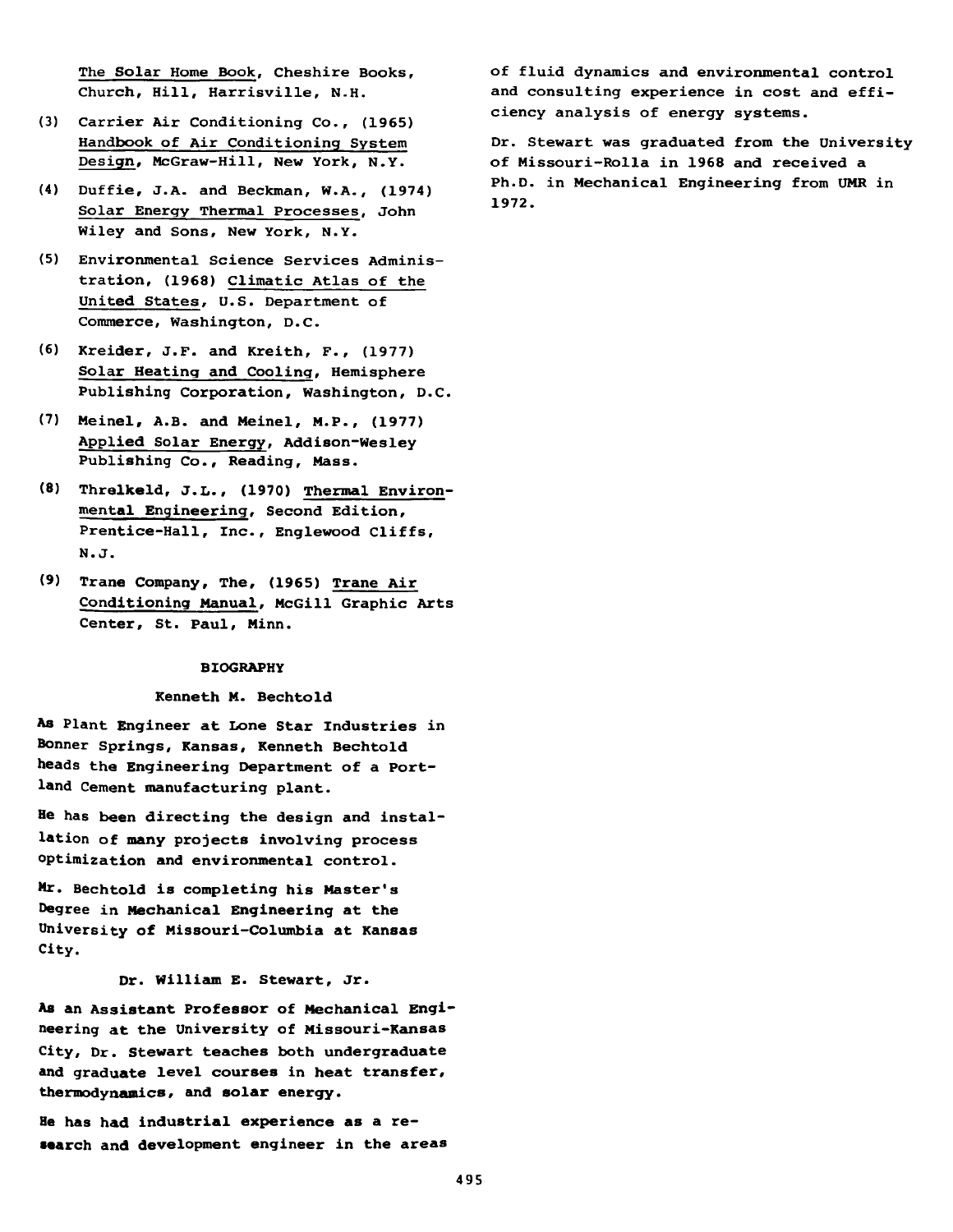The Solar Home Book, Cheshire Books, Church, Hill, Harrisville, N.H.

(3) Carrier Air Conditioning Co., (1965) Handbook of Air Conditioning System Design, McGraw-Hill, New York, N.Y.

(4) Duffie, J.A. and Beckman, W.A., (1974) Solar Energy Thermal Processes, John Wiley and Sons, New York, N.Y.

(5) Environmental Science Services Administration, (1968) Climatic Atlas of the United States, U.S. Department of Commerce, Washington, D.C.

(6) Kreider, J.F. and Kreith, F., (1977) Solar Heating and Cooling, Hemisphere Publishing Corporation, Washington, D.C.

(7) Meinel, A.B. and Meinel, M.P., (1977) Applied Solar Energy, Addison-Wesley Publishing Co., Reading, Mass.

(8) Threlkeld, J.L., (1970) Thermal Environmental Engineering, Second Edition, Prentice-Hall, Inc., Englewood Cliffs, N.J.

(9) Trane Company, The, (1965) Trane Air Conditioning Manual, McGill Graphic Arts Center, St. Paul, Minn.

## BIOGRAPHY

### Kenneth M. Bechtold

As Plant Engineer at Lone Star Industries in Bonner Springs, Kansas, Kenneth Bechtold heads the Engineering Department of a Portland Cement manufacturing plant.

He has been directing the design and installation of many projects involving process optimization and environmental control.

Mr. Bechtold is completing his Master's Degree in Mechanical Engineering at the University of Missouri-Columbia at Kansas City.

### Dr. William E. Stewart, Jr.

As an Assistant Professor of Mechanical Engineering at the University of Missouri-Kansas City, Dr. Stewart teaches both undergraduate and graduate level courses in heat transfer, thermodynamics, and solar energy.

He has had industrial experience as a research and development engineer in the areas of fluid dynamics and environmental control and consulting experience in cost and efficiency analysis of energy systems.

Dr. Stewart was graduated from the University of Missouri-Rolla in 1968 and received a Ph.D. in Mechanical Engineering from UMR in 1972.